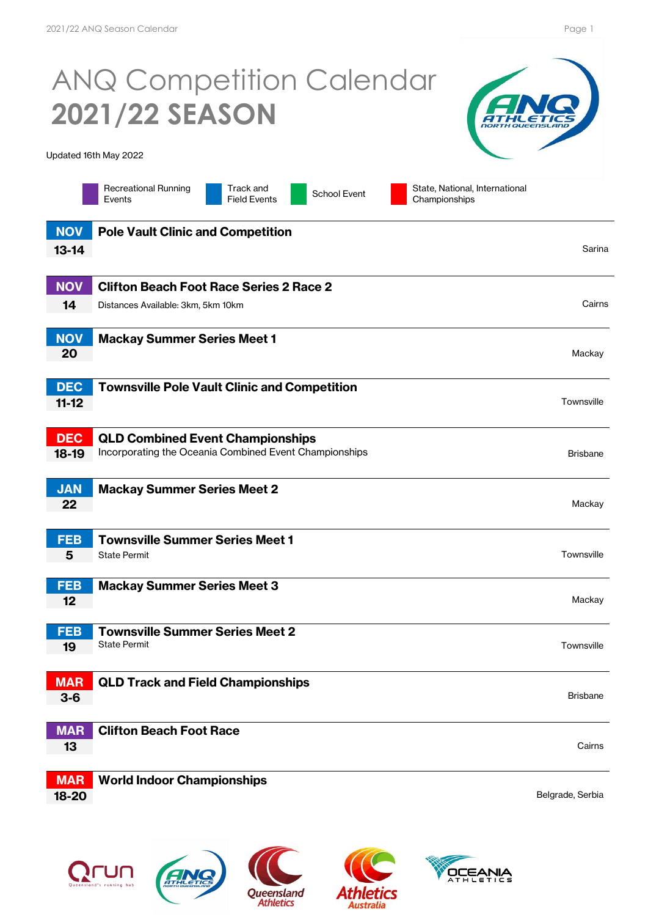# ANQ Competition Calendar
# **2021/22 SEASON**

Updated 16th May 2022

Legend: Recreational Running Events | Track and Field Events | School Event | State, National, International Championships

---

**NOV 13-14** — **Pole Vault Clinic and Competition**
Sarina

---

**NOV 14** — **Clifton Beach Foot Race Series 2 Race 2**
Distances Available: 3km, 5km 10km
Cairns

---

**NOV 20** — **Mackay Summer Series Meet 1**
Mackay

---

**DEC 11-12** — **Townsville Pole Vault Clinic and Competition**
Townsville

---

**DEC 18-19** — **QLD Combined Event Championships**
Incorporating the Oceania Combined Event Championships
Brisbane

---

**JAN 22** — **Mackay Summer Series Meet 2**
Mackay

---

**FEB 5** — **Townsville Summer Series Meet 1**
State Permit
Townsville

---

**FEB 12** — **Mackay Summer Series Meet 3**
Mackay

---

**FEB 19** — **Townsville Summer Series Meet 2**
State Permit
Townsville

---

**MAR 3-6** — **QLD Track and Field Championships**
Brisbane

---

**MAR 13** — **Clifton Beach Foot Race**
Cairns

---

**MAR 18-20** — **World Indoor Championships**
Belgrade, Serbia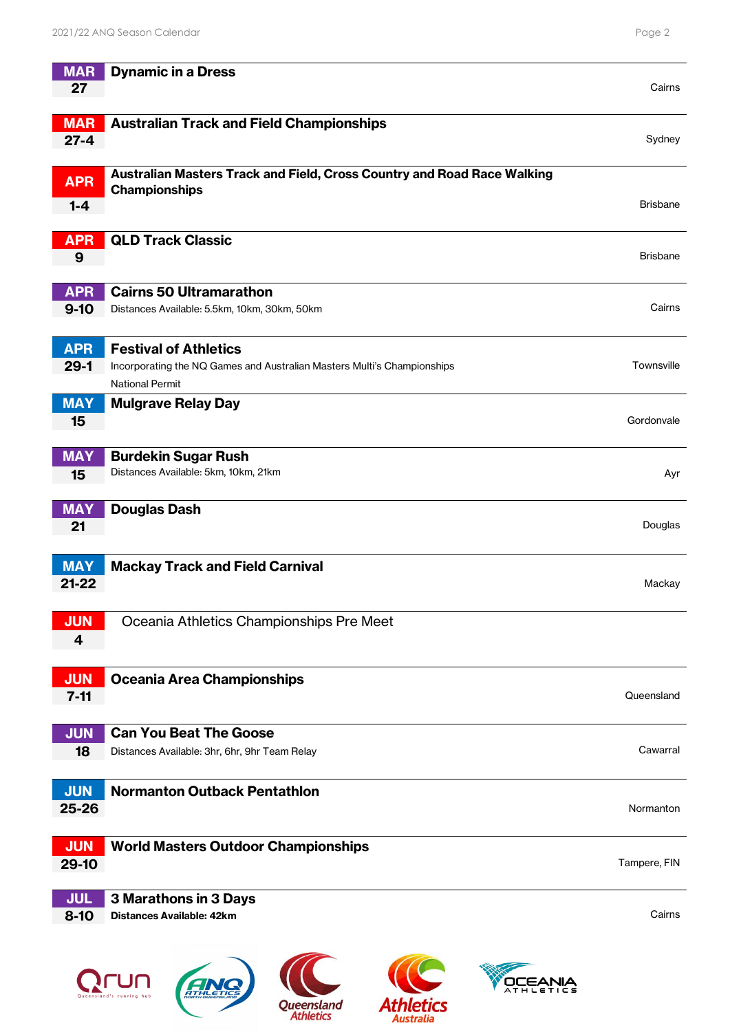| Date | Event | Location |
|---|---|---|
| **MAR 27** | **Dynamic in a Dress** | Cairns |
| **MAR 27-4** | **Australian Track and Field Championships** | Sydney |
| **APR 1-4** | **Australian Masters Track and Field, Cross Country and Road Race Walking Championships** | Brisbane |
| **APR 9** | **QLD Track Classic** | Brisbane |
| **APR 9-10** | **Cairns 50 Ultramarathon**<br>Distances Available: 5.5km, 10km, 30km, 50km | Cairns |
| **APR 29-1** | **Festival of Athletics**<br>Incorporating the NQ Games and Australian Masters Multi's Championships<br>National Permit | Townsville |
| **MAY 15** | **Mulgrave Relay Day** | Gordonvale |
| **MAY 15** | **Burdekin Sugar Rush**<br>Distances Available: 5km, 10km, 21km | Ayr |
| **MAY 21** | **Douglas Dash** | Douglas |
| **MAY 21-22** | **Mackay Track and Field Carnival** | Mackay |
| **JUN 4** | Oceania Athletics Championships Pre Meet | |
| **JUN 7-11** | **Oceania Area Championships** | Queensland |
| **JUN 18** | **Can You Beat The Goose**<br>Distances Available: 3hr, 6hr, 9hr Team Relay | Cawarral |
| **JUN 25-26** | **Normanton Outback Pentathlon** | Normanton |
| **JUN 29-10** | **World Masters Outdoor Championships** | Tampere, FIN |
| **JUL 8-10** | **3 Marathons in 3 Days**<br>**Distances Available: 42km** | Cairns |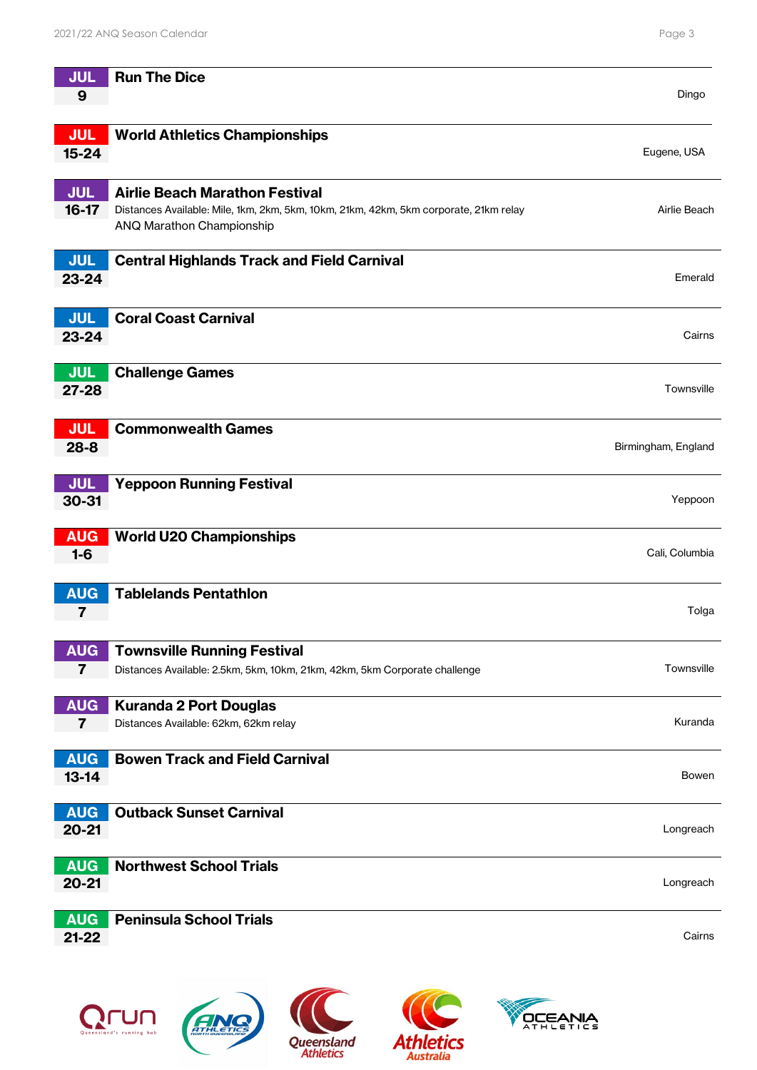| Date | Event | Location |
|---|---|---|
| JUL 9 | **Run The Dice** | Dingo |
| JUL 15-24 | **World Athletics Championships** | Eugene, USA |
| JUL 16-17 | **Airlie Beach Marathon Festival**<br>Distances Available: Mile, 1km, 2km, 5km, 10km, 21km, 42km, 5km corporate, 21km relay<br>ANQ Marathon Championship | Airlie Beach |
| JUL 23-24 | **Central Highlands Track and Field Carnival** | Emerald |
| JUL 23-24 | **Coral Coast Carnival** | Cairns |
| JUL 27-28 | **Challenge Games** | Townsville |
| JUL 28-8 | **Commonwealth Games** | Birmingham, England |
| JUL 30-31 | **Yeppoon Running Festival** | Yeppoon |
| AUG 1-6 | **World U20 Championships** | Cali, Columbia |
| AUG 7 | **Tablelands Pentathlon** | Tolga |
| AUG 7 | **Townsville Running Festival**<br>Distances Available: 2.5km, 5km, 10km, 21km, 42km, 5km Corporate challenge | Townsville |
| AUG 7 | **Kuranda 2 Port Douglas**<br>Distances Available: 62km, 62km relay | Kuranda |
| AUG 13-14 | **Bowen Track and Field Carnival** | Bowen |
| AUG 20-21 | **Outback Sunset Carnival** | Longreach |
| AUG 20-21 | **Northwest School Trials** | Longreach |
| AUG 21-22 | **Peninsula School Trials** | Cairns |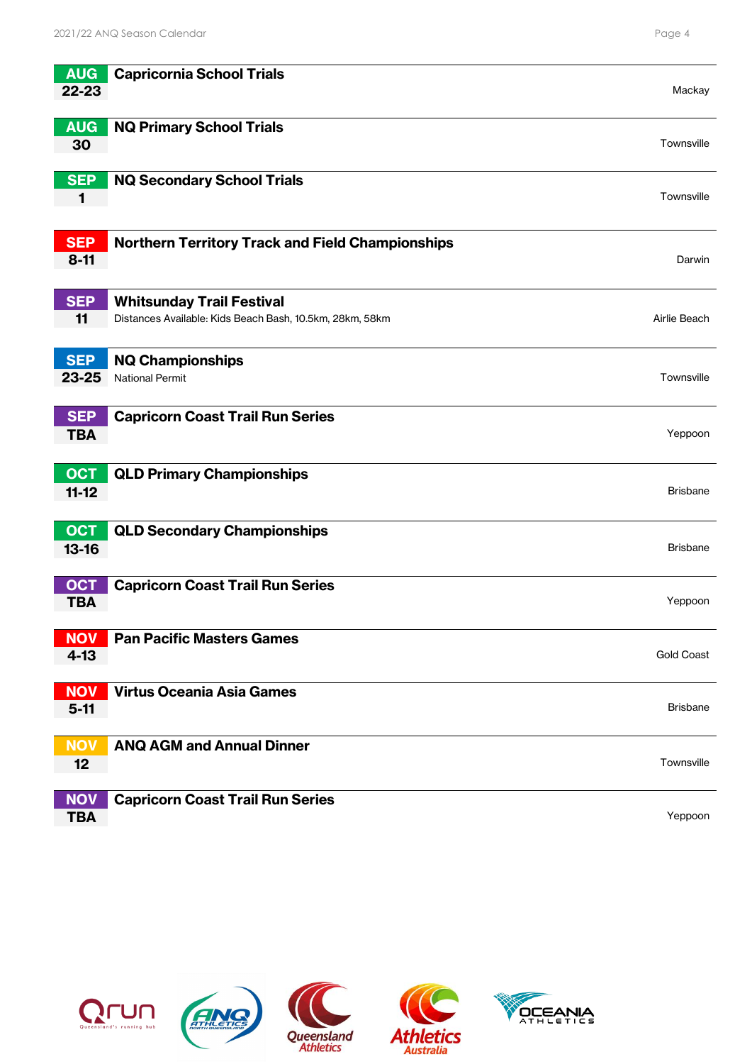| Date | Event | Location |
| --- | --- | --- |
| **AUG 22-23** | **Capricornia School Trials** | Mackay |
| **AUG 30** | **NQ Primary School Trials** | Townsville |
| **SEP 1** | **NQ Secondary School Trials** | Townsville |
| **SEP 8-11** | **Northern Territory Track and Field Championships** | Darwin |
| **SEP 11** | **Whitsunday Trail Festival**<br>Distances Available: Kids Beach Bash, 10.5km, 28km, 58km | Airlie Beach |
| **SEP 23-25** | **NQ Championships**<br>National Permit | Townsville |
| **SEP TBA** | **Capricorn Coast Trail Run Series** | Yeppoon |
| **OCT 11-12** | **QLD Primary Championships** | Brisbane |
| **OCT 13-16** | **QLD Secondary Championships** | Brisbane |
| **OCT TBA** | **Capricorn Coast Trail Run Series** | Yeppoon |
| **NOV 4-13** | **Pan Pacific Masters Games** | Gold Coast |
| **NOV 5-11** | **Virtus Oceania Asia Games** | Brisbane |
| **NOV 12** | **ANQ AGM and Annual Dinner** | Townsville |
| **NOV TBA** | **Capricorn Coast Trail Run Series** | Yeppoon |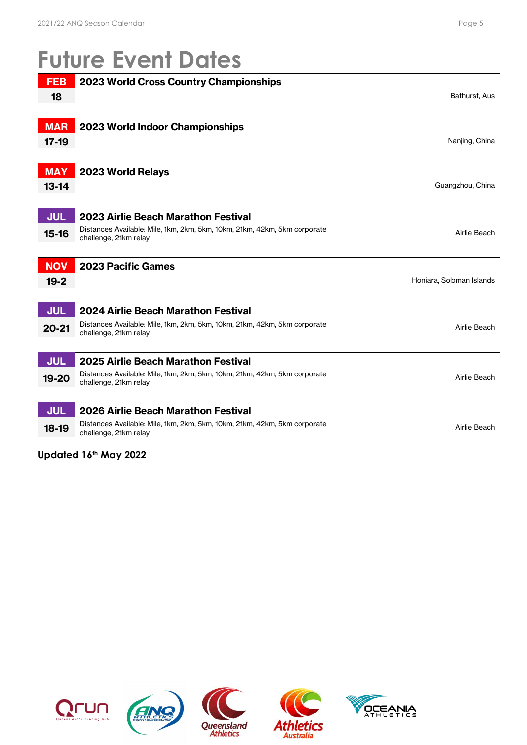# Future Event Dates

**FEB 18** — **2023 World Cross Country Championships**

Bathurst, Aus

**MAR 17-19** — **2023 World Indoor Championships**

Nanjing, China

**MAY 13-14** — **2023 World Relays**

Guangzhou, China

**JUL 15-16** — **2023 Airlie Beach Marathon Festival**

Distances Available: Mile, 1km, 2km, 5km, 10km, 21km, 42km, 5km corporate challenge, 21km relay

Airlie Beach

**NOV 19-2** — **2023 Pacific Games**

Honiara, Soloman Islands

**JUL 20-21** — **2024 Airlie Beach Marathon Festival**

Distances Available: Mile, 1km, 2km, 5km, 10km, 21km, 42km, 5km corporate challenge, 21km relay

Airlie Beach

**JUL 19-20** — **2025 Airlie Beach Marathon Festival**

Distances Available: Mile, 1km, 2km, 5km, 10km, 21km, 42km, 5km corporate challenge, 21km relay

Airlie Beach

**JUL 18-19** — **2026 Airlie Beach Marathon Festival**

Distances Available: Mile, 1km, 2km, 5km, 10km, 21km, 42km, 5km corporate challenge, 21km relay

Airlie Beach

**Updated 16th May 2022**